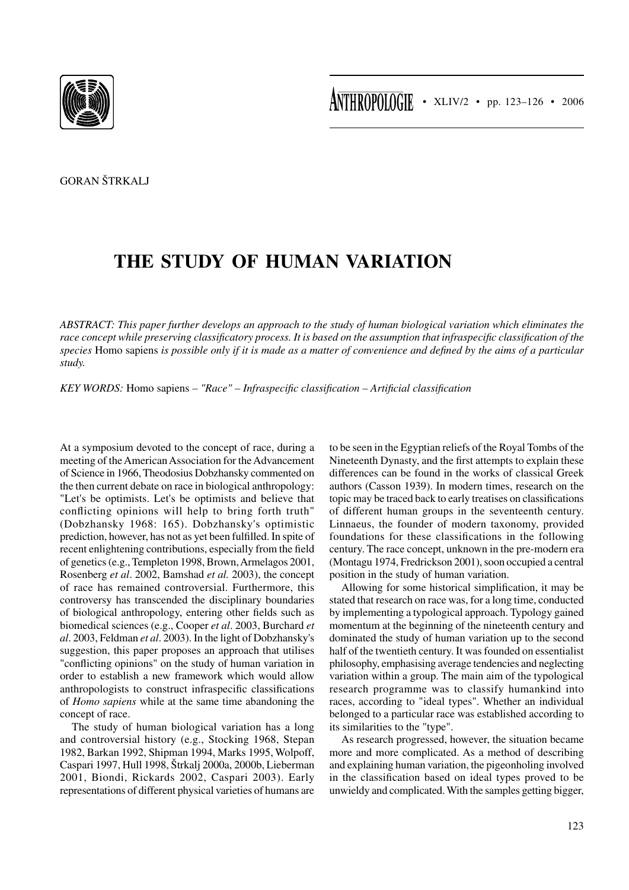GORAN ŠTRKALJ

# THE STUDY OF HUMAN VARIATION

*ABSTRACT: This paper further develops an approach to the study of human biological variation which eliminates the race concept while preserving classificatory process. It is based on the assumption that infraspecific classification of the species* Homo sapiens *is possible only if it is made as a matter of convenience and defined by the aims of a particular study.*

*KEY WORDS:* Homo sapiens *– "Race" – Infraspecific classification – Artificial classification*

At a symposium devoted to the concept of race, during a meeting of the American Association for the Advancement of Science in 1966, Theodosius Dobzhansky commented on the then current debate on race in biological anthropology: "Let's be optimists. Let's be optimists and believe that conflicting opinions will help to bring forth truth" (Dobzhansky 1968: 165). Dobzhansky's optimistic prediction, however, has not as yet been fulfilled. In spite of recent enlightening contributions, especially from the field of genetics (e.g., Templeton 1998, Brown, Armelagos 2001, Rosenberg *et al*. 2002, Bamshad *et al.* 2003), the concept of race has remained controversial. Furthermore, this controversy has transcended the disciplinary boundaries of biological anthropology, entering other fields such as biomedical sciences (e.g., Cooper *et al*. 2003, Burchard *et al*. 2003, Feldman *et al*. 2003). In the light of Dobzhansky's suggestion, this paper proposes an approach that utilises "conflicting opinions" on the study of human variation in order to establish a new framework which would allow anthropologists to construct infraspecific classifications of *Homo sapiens* while at the same time abandoning the concept of race.

The study of human biological variation has a long and controversial history (e.g., Stocking 1968, Stepan 1982, Barkan 1992, Shipman 1994, Marks 1995, Wolpoff, Caspari 1997, Hull 1998, Štrkalj 2000a, 2000b, Lieberman 2001, Biondi, Rickards 2002, Caspari 2003). Early representations of different physical varieties of humans are to be seen in the Egyptian reliefs of the Royal Tombs of the Nineteenth Dynasty, and the first attempts to explain these differences can be found in the works of classical Greek authors (Casson 1939). In modern times, research on the topic may be traced back to early treatises on classifications of different human groups in the seventeenth century. Linnaeus, the founder of modern taxonomy, provided foundations for these classifications in the following century. The race concept, unknown in the pre-modern era (Montagu 1974, Fredrickson 2001), soon occupied a central position in the study of human variation.

Allowing for some historical simplification, it may be stated that research on race was, for a long time, conducted by implementing a typological approach. Typology gained momentum at the beginning of the nineteenth century and dominated the study of human variation up to the second half of the twentieth century. It was founded on essentialist philosophy, emphasising average tendencies and neglecting variation within a group. The main aim of the typological research programme was to classify humankind into races, according to "ideal types". Whether an individual belonged to a particular race was established according to its similarities to the "type".

As research progressed, however, the situation became more and more complicated. As a method of describing and explaining human variation, the pigeonholing involved in the classification based on ideal types proved to be unwieldy and complicated. With the samples getting bigger,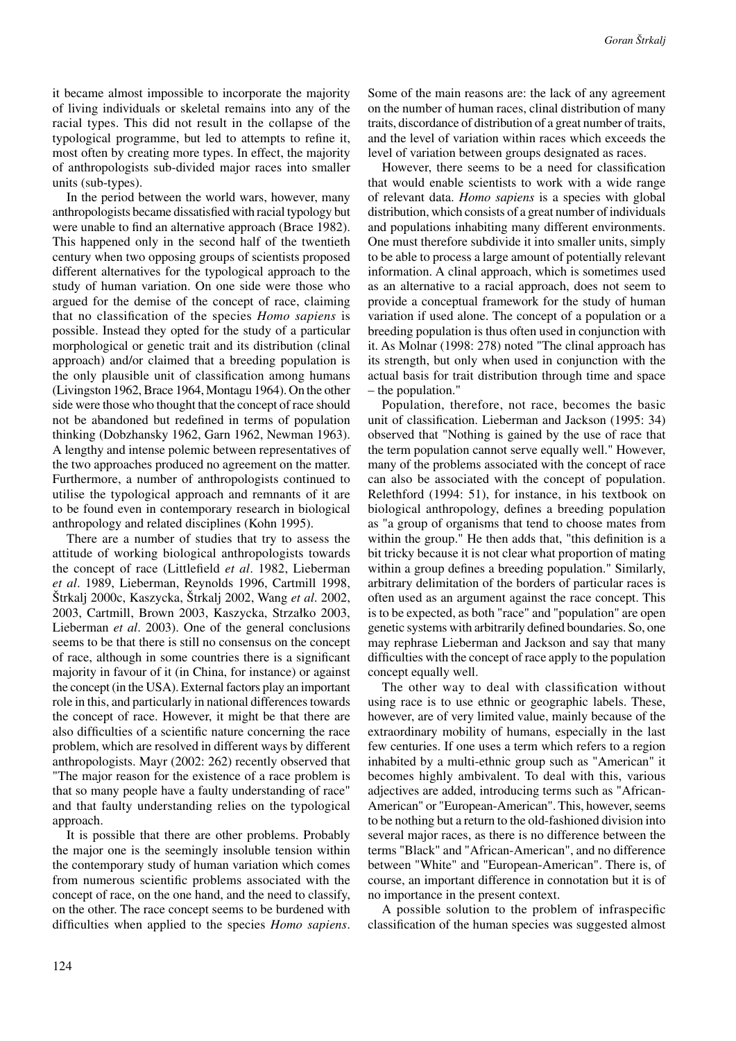it became almost impossible to incorporate the majority of living individuals or skeletal remains into any of the racial types. This did not result in the collapse of the typological programme, but led to attempts to refine it, most often by creating more types. In effect, the majority of anthropologists sub-divided major races into smaller units (sub-types).

In the period between the world wars, however, many anthropologists became dissatisfied with racial typology but were unable to find an alternative approach (Brace 1982). This happened only in the second half of the twentieth century when two opposing groups of scientists proposed different alternatives for the typological approach to the study of human variation. On one side were those who argued for the demise of the concept of race, claiming that no classification of the species *Homo sapiens* is possible. Instead they opted for the study of a particular morphological or genetic trait and its distribution (clinal approach) and/or claimed that a breeding population is the only plausible unit of classification among humans (Livingston 1962, Brace 1964, Montagu 1964). On the other side were those who thought that the concept of race should not be abandoned but redefined in terms of population thinking (Dobzhansky 1962, Garn 1962, Newman 1963). A lengthy and intense polemic between representatives of the two approaches produced no agreement on the matter. Furthermore, a number of anthropologists continued to utilise the typological approach and remnants of it are to be found even in contemporary research in biological anthropology and related disciplines (Kohn 1995).

There are a number of studies that try to assess the attitude of working biological anthropologists towards the concept of race (Littlefield *et al*. 1982, Lieberman *et al*. 1989, Lieberman, Reynolds 1996, Cartmill 1998, Štrkalj 2000c, Kaszycka, Štrkalj 2002, Wang *et al*. 2002, 2003, Cartmill, Brown 2003, Kaszycka, Strzałko 2003, Lieberman *et al*. 2003). One of the general conclusions seems to be that there is still no consensus on the concept of race, although in some countries there is a significant majority in favour of it (in China, for instance) or against the concept (in the USA). External factors play an important role in this, and particularly in national differences towards the concept of race. However, it might be that there are also difficulties of a scientific nature concerning the race problem, which are resolved in different ways by different anthropologists. Mayr (2002: 262) recently observed that "The major reason for the existence of a race problem is that so many people have a faulty understanding of race" and that faulty understanding relies on the typological approach.

It is possible that there are other problems. Probably the major one is the seemingly insoluble tension within the contemporary study of human variation which comes from numerous scientific problems associated with the concept of race, on the one hand, and the need to classify, on the other. The race concept seems to be burdened with difficulties when applied to the species *Homo sapiens*. Some of the main reasons are: the lack of any agreement on the number of human races, clinal distribution of many traits, discordance of distribution of a great number of traits, and the level of variation within races which exceeds the level of variation between groups designated as races.

However, there seems to be a need for classification that would enable scientists to work with a wide range of relevant data. *Homo sapiens* is a species with global distribution, which consists of a great number of individuals and populations inhabiting many different environments. One must therefore subdivide it into smaller units, simply to be able to process a large amount of potentially relevant information. A clinal approach, which is sometimes used as an alternative to a racial approach, does not seem to provide a conceptual framework for the study of human variation if used alone. The concept of a population or a breeding population is thus often used in conjunction with it. As Molnar (1998: 278) noted "The clinal approach has its strength, but only when used in conjunction with the actual basis for trait distribution through time and space – the population."

Population, therefore, not race, becomes the basic unit of classification. Lieberman and Jackson (1995: 34) observed that "Nothing is gained by the use of race that the term population cannot serve equally well." However, many of the problems associated with the concept of race can also be associated with the concept of population. Relethford (1994: 51), for instance, in his textbook on biological anthropology, defines a breeding population as "a group of organisms that tend to choose mates from within the group." He then adds that, "this definition is a bit tricky because it is not clear what proportion of mating within a group defines a breeding population." Similarly, arbitrary delimitation of the borders of particular races is often used as an argument against the race concept. This is to be expected, as both "race" and "population" are open genetic systems with arbitrarily defined boundaries. So, one may rephrase Lieberman and Jackson and say that many difficulties with the concept of race apply to the population concept equally well.

The other way to deal with classification without using race is to use ethnic or geographic labels. These, however, are of very limited value, mainly because of the extraordinary mobility of humans, especially in the last few centuries. If one uses a term which refers to a region inhabited by a multi-ethnic group such as "American" it becomes highly ambivalent. To deal with this, various adjectives are added, introducing terms such as "African-American" or "European-American". This, however, seems to be nothing but a return to the old-fashioned division into several major races, as there is no difference between the terms "Black" and "African-American", and no difference between "White" and "European-American". There is, of course, an important difference in connotation but it is of no importance in the present context.

A possible solution to the problem of infraspecific classification of the human species was suggested almost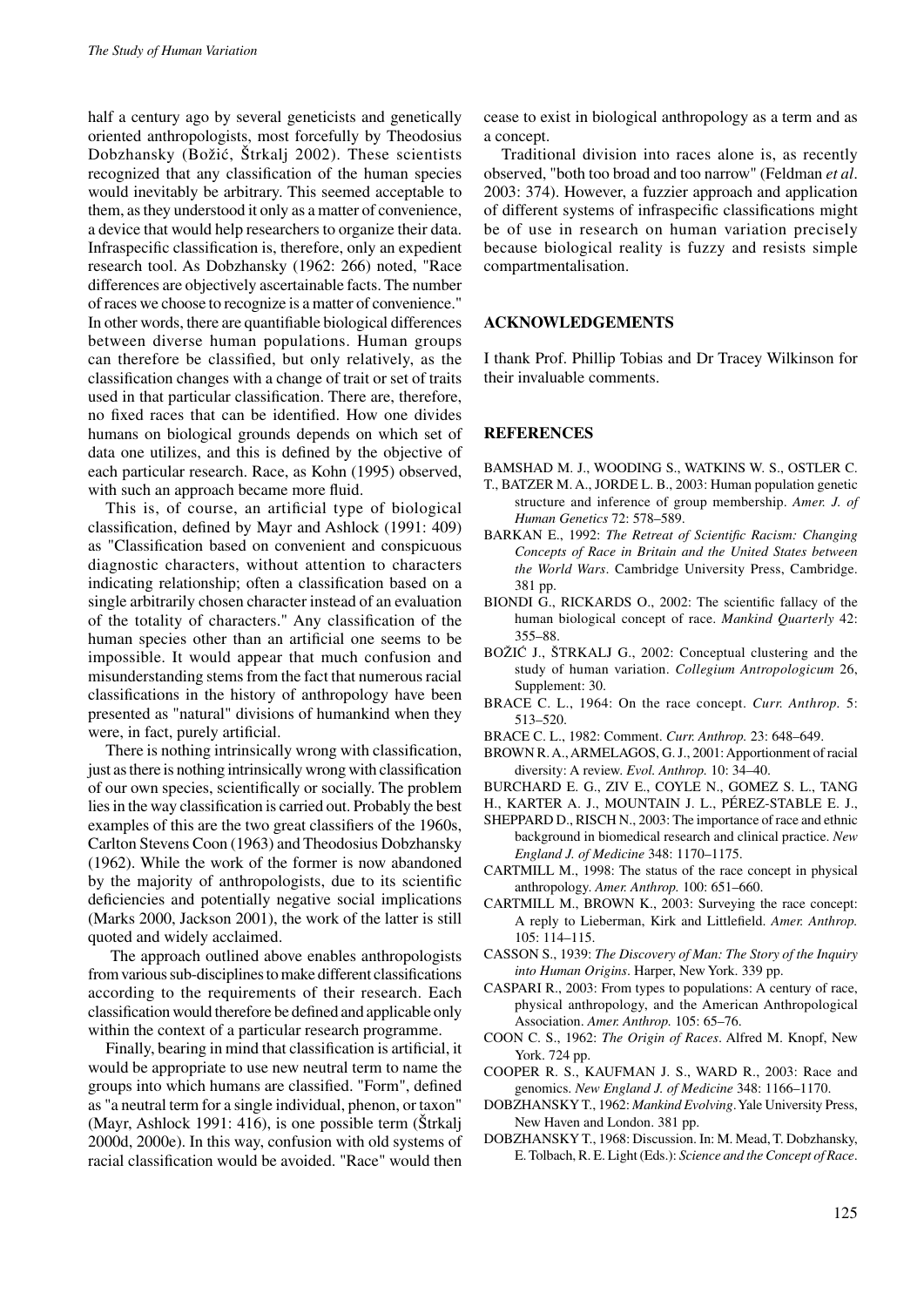half a century ago by several geneticists and genetically oriented anthropologists, most forcefully by Theodosius Dobzhansky (Božić, Štrkalj 2002). These scientists recognized that any classification of the human species would inevitably be arbitrary. This seemed acceptable to them, as they understood it only as a matter of convenience, a device that would help researchers to organize their data. Infraspecific classification is, therefore, only an expedient research tool. As Dobzhansky (1962: 266) noted, "Race differences are objectively ascertainable facts. The number of races we choose to recognize is a matter of convenience." In other words, there are quantifiable biological differences between diverse human populations. Human groups can therefore be classified, but only relatively, as the classification changes with a change of trait or set of traits used in that particular classification. There are, therefore, no fixed races that can be identified. How one divides humans on biological grounds depends on which set of data one utilizes, and this is defined by the objective of each particular research. Race, as Kohn (1995) observed, with such an approach became more fluid.

This is, of course, an artificial type of biological classification, defined by Mayr and Ashlock (1991: 409) as "Classification based on convenient and conspicuous diagnostic characters, without attention to characters indicating relationship; often a classification based on a single arbitrarily chosen character instead of an evaluation of the totality of characters." Any classification of the human species other than an artificial one seems to be impossible. It would appear that much confusion and misunderstanding stems from the fact that numerous racial classifications in the history of anthropology have been presented as "natural" divisions of humankind when they were, in fact, purely artificial.

There is nothing intrinsically wrong with classification, just as there is nothing intrinsically wrong with classification of our own species, scientifically or socially. The problem lies in the way classification is carried out. Probably the best examples of this are the two great classifiers of the 1960s, Carlton Stevens Coon (1963) and Theodosius Dobzhansky (1962). While the work of the former is now abandoned by the majority of anthropologists, due to its scientific deficiencies and potentially negative social implications (Marks 2000, Jackson 2001), the work of the latter is still quoted and widely acclaimed.

The approach outlined above enables anthropologists from various sub-disciplines to make different classifications according to the requirements of their research. Each classification would therefore be defined and applicable only within the context of a particular research programme.

Finally, bearing in mind that classification is artificial, it would be appropriate to use new neutral term to name the groups into which humans are classified. "Form", defined as "a neutral term for a single individual, phenon, or taxon" (Mayr, Ashlock 1991: 416), is one possible term (Štrkalj 2000d, 2000e). In this way, confusion with old systems of racial classification would be avoided. "Race" would then cease to exist in biological anthropology as a term and as a concept.

Traditional division into races alone is, as recently observed, "both too broad and too narrow" (Feldman *et al*. 2003: 374). However, a fuzzier approach and application of different systems of infraspecific classifications might be of use in research on human variation precisely because biological reality is fuzzy and resists simple compartmentalisation.

## ACKNOWLEDGEMENTS

I thank Prof. Phillip Tobias and Dr Tracey Wilkinson for their invaluable comments.

## REFERENCES

BAMSHAD M. J., WOODING S., WATKINS W. S., OSTLER C. T., BATZER M. A., JORDE L. B., 2003: Human population genetic structure and inference of group membership. *Amer. J. of Human Genetics* 72: 578–589.

BARKAN E., 1992: *The Retreat of Scientific Racism: Changing Concepts of Race in Britain and the United States between the World Wars*. Cambridge University Press, Cambridge. 381 pp.

BIONDI G., RICKARDS O., 2002: The scientific fallacy of the human biological concept of race. *Mankind Quarterly* 42: 355–88.

BOŽIĆ J., ŠTRKALJ G., 2002: Conceptual clustering and the study of human variation. *Collegium Antropologicum* 26, Supplement: 30.

BRACE C. L., 1964: On the race concept. *Curr. Anthrop*. 5: 513–520.

BRACE C. L., 1982: Comment. *Curr. Anthrop.* 23: 648–649.

BROWN R. A., ARMELAGOS, G. J., 2001: Apportionment of racial diversity: A review. *Evol. Anthrop.* 10: 34–40.

BURCHARD E. G., ZIV E., COYLE N., GOMEZ S. L., TANG H., KARTER A. J., MOUNTAIN J. L., PÉREZ-STABLE E. J., SHEPPARD D., RISCH N., 2003: The importance of race and ethnic background in biomedical research and clinical practice. *New England J. of Medicine* 348: 1170–1175.

CARTMILL M., 1998: The status of the race concept in physical anthropology. *Amer. Anthrop.* 100: 651–660.

CARTMILL M., BROWN K., 2003: Surveying the race concept: A reply to Lieberman, Kirk and Littlefield. *Amer. Anthrop.* 105: 114–115.

CASSON S., 1939: *The Discovery of Man: The Story of the Inquiry into Human Origins*. Harper, New York. 339 pp.

CASPARI R., 2003: From types to populations: A century of race, physical anthropology, and the American Anthropological Association. *Amer. Anthrop.* 105: 65–76.

COON C. S., 1962: *The Origin of Races*. Alfred M. Knopf, New York. 724 pp.

COOPER R. S., KAUFMAN J. S., WARD R., 2003: Race and genomics. *New England J. of Medicine* 348: 1166–1170.

DOBZHANSKY T., 1962: *Mankind Evolving*. Yale University Press, New Haven and London. 381 pp.

DOBZHANSKY T., 1968: Discussion. In: M. Mead, T. Dobzhansky, E. Tolbach, R. E. Light (Eds.): *Science and the Concept of Race*.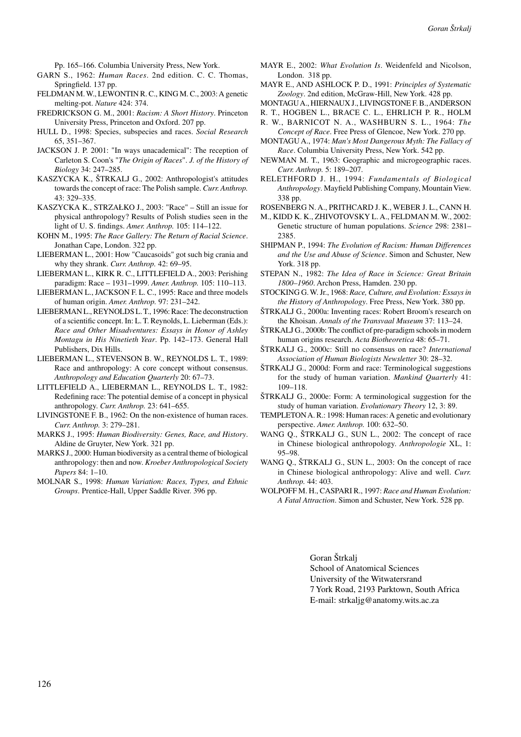Pp. 165–166. Columbia University Press, New York.

GARN S., 1962: *Human Races*. 2nd edition. C. C. Thomas, Springfield. 137 pp.

FELDMAN M. W., LEWONTIN R. C., KING M. C., 2003: A genetic melting-pot. *Nature* 424: 374.

FREDRICKSON G. M., 2001: *Racism: A Short History*. Princeton University Press, Princeton and Oxford. 207 pp.

HULL D., 1998: Species, subspecies and races. *Social Research* 65, 351–367.

JACKSON J. P. 2001: "In ways unacademical": The reception of Carleton S. Coon's "*The Origin of Races*". *J. of the History of Biology* 34: 247–285.

KASZYCKA K., ŠTRKALJ G., 2002: Anthropologist's attitudes towards the concept of race: The Polish sample. *Curr. Anthrop.* 43: 329–335.

KASZYCKA K., STRZAŁKO J., 2003: "Race" – Still an issue for physical anthropology? Results of Polish studies seen in the light of U. S. findings. *Amer. Anthrop.* 105: 114–122.

KOHN M., 1995: *The Race Gallery: The Return of Racial Science*. Jonathan Cape, London. 322 pp.

LIEBERMAN L., 2001: How "Caucasoids" got such big crania and why they shrank. *Curr. Anthrop.* 42: 69–95.

LIEBERMAN L., KIRK R. C., LITTLEFIELD A., 2003: Perishing paradigm: Race – 1931–1999. *Amer. Anthrop.* 105: 110–113.

LIEBERMAN L., JACKSON F. L. C., 1995: Race and three models of human origin. *Amer. Anthrop.* 97: 231–242.

LIEBERMAN L., REYNOLDS L. T., 1996: Race: The deconstruction of a scientific concept. In: L. T. Reynolds, L. Lieberman (Eds.): *Race and Other Misadventures: Essays in Honor of Ashley Montagu in His Ninetieth Year*. Pp. 142–173. General Hall Publishers, Dix Hills.

LIEBERMAN L., STEVENSON B. W., REYNOLDS L. T., 1989: Race and anthropology: A core concept without consensus. *Anthropology and Education Quarterly* 20: 67–73.

LITTLEFIELD A., LIEBERMAN L., REYNOLDS L. T., 1982: Redefining race: The potential demise of a concept in physical anthropology. *Curr. Anthrop.* 23: 641–655.

LIVINGSTONE F. B., 1962: On the non-existence of human races. *Curr. Anthrop.* 3: 279–281.

MARKS J., 1995: *Human Biodiversity: Genes, Race, and History*. Aldine de Gruyter, New York. 321 pp.

MARKS J., 2000: Human biodiversity as a central theme of biological anthropology: then and now. *Kroeber Anthropological Society Papers* 84: 1–10.

MOLNAR S., 1998: *Human Variation: Races, Types, and Ethnic Groups*. Prentice-Hall, Upper Saddle River. 396 pp.

MAYR E., 2002: *What Evolution Is*. Weidenfeld and Nicolson, London. 318 pp.

MAYR E., AND ASHLOCK P. D., 1991: *Principles of Systematic Zoology*. 2nd edition, McGraw-Hill, New York. 428 pp.

MONTAGU A., HIERNAUX J., LIVINGSTONE F. B., ANDERSON R. T., HOGBEN L., BRACE C. L., EHRLICH P. R., HOLM R. W., BARNICOT N. A., WASHBURN S. L., 1964: *The Concept of Race*. Free Press of Glencoe, New York. 270 pp.

MONTAGU A., 1974: *Man's Most Dangerous Myth: The Fallacy of Race*. Columbia University Press, New York. 542 pp.

NEWMAN M. T., 1963: Geographic and microgeographic races. *Curr. Anthrop.* 5: 189–207.

RELETHFORD J. H., 1994: *Fundamentals of Biological Anthropology*. Mayfield Publishing Company, Mountain View. 338 pp.

ROSENBERG N. A., PRITHCARD J. K., WEBER J. L., CANN H. M., KIDD K. K., ZHIVOTOVSKY L. A., FELDMAN M. W., 2002: Genetic structure of human populations. *Science* 298: 2381–2385.

SHIPMAN P., 1994: *The Evolution of Racism: Human Differences and the Use and Abuse of Science*. Simon and Schuster, New York. 318 pp.

STEPAN N., 1982: *The Idea of Race in Science: Great Britain 1800–1960*. Archon Press, Hamden. 230 pp.

STOCKING G. W. Jr., 1968: *Race, Culture, and Evolution: Essays in the History of Anthropology*. Free Press, New York. 380 pp.

ŠTRKALJ G., 2000a: Inventing races: Robert Broom's research on the Khoisan. *Annals of the Transvaal Museum* 37: 113–24.

ŠTRKALJ G., 2000b: The conflict of pre-paradigm schools in modern human origins research. *Acta Biotheoretica* 48: 65–71.

ŠTRKALJ G., 2000c: Still no consensus on race? *International Association of Human Biologists Newsletter* 30: 28–32.

ŠTRKALJ G., 2000d: Form and race: Terminological suggestions for the study of human variation. *Mankind Quarterly* 41: 109–118.

ŠTRKALJ G., 2000e: Form: A terminological suggestion for the study of human variation. *Evolutionary Theory* 12, 3: 89.

TEMPLETON A. R.: 1998: Human races: A genetic and evolutionary perspective. *Amer. Anthrop.* 100: 632–50.

WANG Q., ŠTRKALJ G., SUN L., 2002: The concept of race in Chinese biological anthropology. *Anthropologie* XL, 1: 95–98.

WANG Q., ŠTRKALJ G., SUN L., 2003: On the concept of race in Chinese biological anthropology: Alive and well. *Curr. Anthrop.* 44: 403.

WOLPOFF M. H., CASPARI R., 1997: *Race and Human Evolution: A Fatal Attraction*. Simon and Schuster, New York. 528 pp.

Goran Štrkalj
School of Anatomical Sciences
University of the Witwatersrand
7 York Road, 2193 Parktown, South Africa
E-mail: strkaljg@anatomy.wits.ac.za